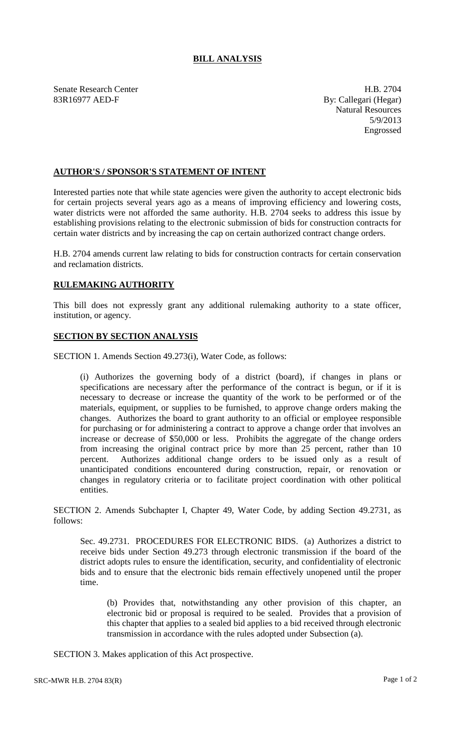# BILL ANALYSIS

Senate Research Center
83R16977 AED-F

H.B. 2704
By: Callegari (Hegar)
Natural Resources
5/9/2013
Engrossed

## AUTHOR'S / SPONSOR'S STATEMENT OF INTENT

Interested parties note that while state agencies were given the authority to accept electronic bids for certain projects several years ago as a means of improving efficiency and lowering costs, water districts were not afforded the same authority. H.B. 2704 seeks to address this issue by establishing provisions relating to the electronic submission of bids for construction contracts for certain water districts and by increasing the cap on certain authorized contract change orders.

H.B. 2704 amends current law relating to bids for construction contracts for certain conservation and reclamation districts.

## RULEMAKING AUTHORITY

This bill does not expressly grant any additional rulemaking authority to a state officer, institution, or agency.

## SECTION BY SECTION ANALYSIS

SECTION 1. Amends Section 49.273(i), Water Code, as follows:

(i) Authorizes the governing body of a district (board), if changes in plans or specifications are necessary after the performance of the contract is begun, or if it is necessary to decrease or increase the quantity of the work to be performed or of the materials, equipment, or supplies to be furnished, to approve change orders making the changes. Authorizes the board to grant authority to an official or employee responsible for purchasing or for administering a contract to approve a change order that involves an increase or decrease of $50,000 or less. Prohibits the aggregate of the change orders from increasing the original contract price by more than 25 percent, rather than 10 percent. Authorizes additional change orders to be issued only as a result of unanticipated conditions encountered during construction, repair, or renovation or changes in regulatory criteria or to facilitate project coordination with other political entities.

SECTION 2. Amends Subchapter I, Chapter 49, Water Code, by adding Section 49.2731, as follows:

Sec. 49.2731. PROCEDURES FOR ELECTRONIC BIDS. (a) Authorizes a district to receive bids under Section 49.273 through electronic transmission if the board of the district adopts rules to ensure the identification, security, and confidentiality of electronic bids and to ensure that the electronic bids remain effectively unopened until the proper time.

(b) Provides that, notwithstanding any other provision of this chapter, an electronic bid or proposal is required to be sealed. Provides that a provision of this chapter that applies to a sealed bid applies to a bid received through electronic transmission in accordance with the rules adopted under Subsection (a).

SECTION 3. Makes application of this Act prospective.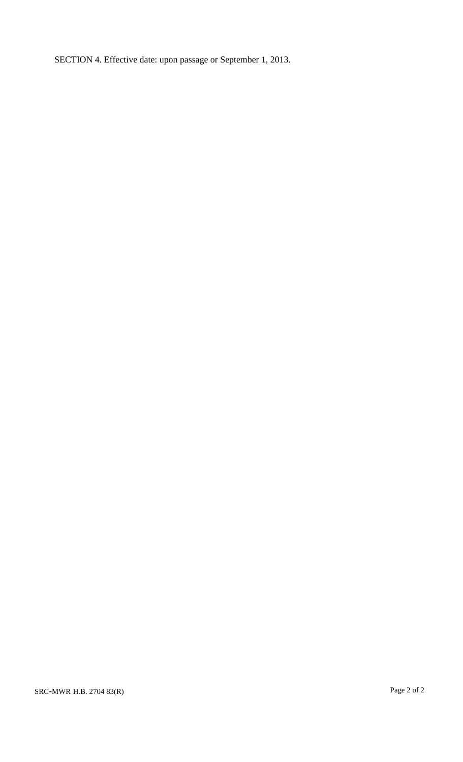SECTION 4. Effective date: upon passage or September 1, 2013.